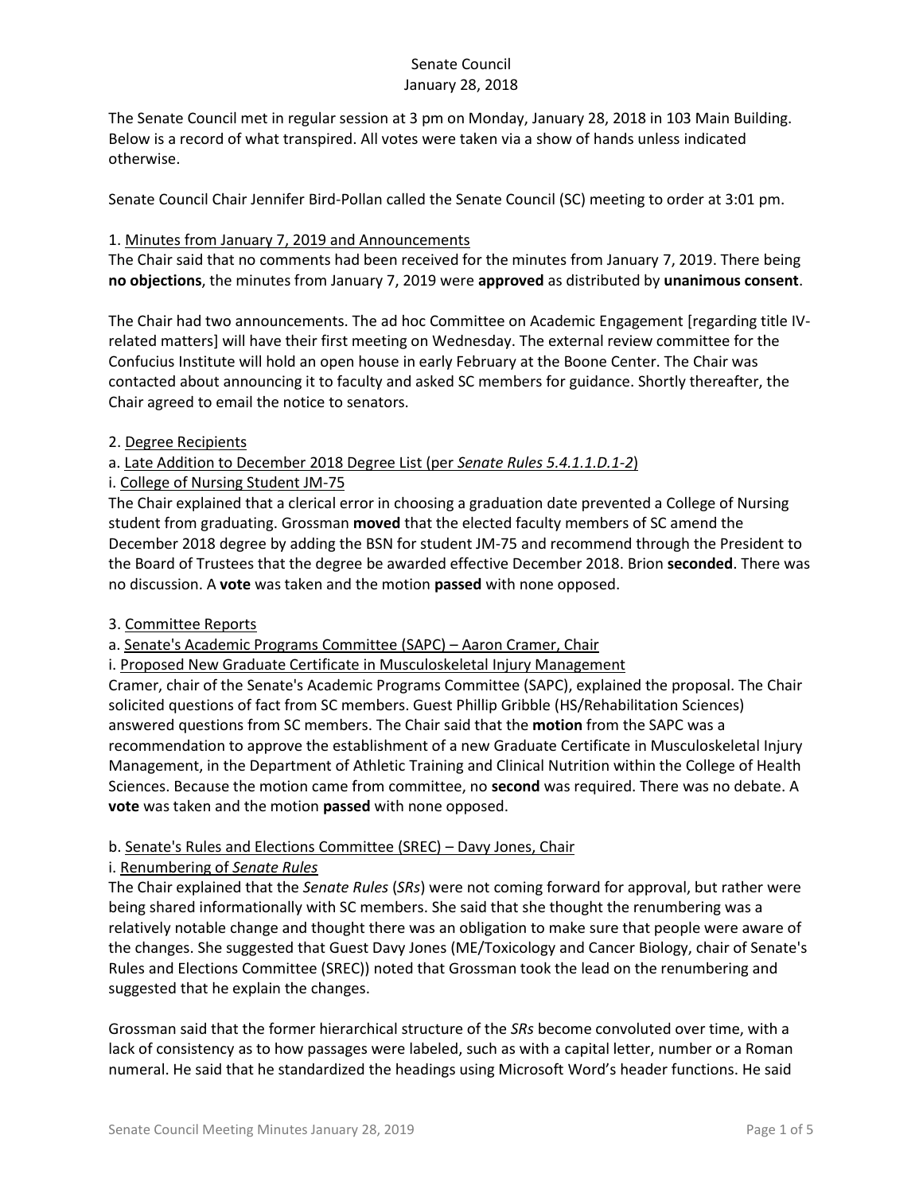# Senate Council
## January 28, 2018

The Senate Council met in regular session at 3 pm on Monday, January 28, 2018 in 103 Main Building. Below is a record of what transpired. All votes were taken via a show of hands unless indicated otherwise.

Senate Council Chair Jennifer Bird-Pollan called the Senate Council (SC) meeting to order at 3:01 pm.

1. Minutes from January 7, 2019 and Announcements

The Chair said that no comments had been received for the minutes from January 7, 2019. There being **no objections**, the minutes from January 7, 2019 were **approved** as distributed by **unanimous consent**.

The Chair had two announcements. The ad hoc Committee on Academic Engagement [regarding title IV-related matters] will have their first meeting on Wednesday. The external review committee for the Confucius Institute will hold an open house in early February at the Boone Center. The Chair was contacted about announcing it to faculty and asked SC members for guidance. Shortly thereafter, the Chair agreed to email the notice to senators.

2. Degree Recipients

a. Late Addition to December 2018 Degree List (per *Senate Rules 5.4.1.1.D.1-2*)

i. College of Nursing Student JM-75

The Chair explained that a clerical error in choosing a graduation date prevented a College of Nursing student from graduating. Grossman **moved** that the elected faculty members of SC amend the December 2018 degree by adding the BSN for student JM-75 and recommend through the President to the Board of Trustees that the degree be awarded effective December 2018. Brion **seconded**. There was no discussion. A **vote** was taken and the motion **passed** with none opposed.

3. Committee Reports

a. Senate's Academic Programs Committee (SAPC) – Aaron Cramer, Chair

i. Proposed New Graduate Certificate in Musculoskeletal Injury Management

Cramer, chair of the Senate's Academic Programs Committee (SAPC), explained the proposal. The Chair solicited questions of fact from SC members. Guest Phillip Gribble (HS/Rehabilitation Sciences) answered questions from SC members. The Chair said that the **motion** from the SAPC was a recommendation to approve the establishment of a new Graduate Certificate in Musculoskeletal Injury Management, in the Department of Athletic Training and Clinical Nutrition within the College of Health Sciences. Because the motion came from committee, no **second** was required. There was no debate. A **vote** was taken and the motion **passed** with none opposed.

b. Senate's Rules and Elections Committee (SREC) – Davy Jones, Chair

i. Renumbering of *Senate Rules*

The Chair explained that the *Senate Rules* (*SRs*) were not coming forward for approval, but rather were being shared informationally with SC members. She said that she thought the renumbering was a relatively notable change and thought there was an obligation to make sure that people were aware of the changes. She suggested that Guest Davy Jones (ME/Toxicology and Cancer Biology, chair of Senate's Rules and Elections Committee (SREC)) noted that Grossman took the lead on the renumbering and suggested that he explain the changes.

Grossman said that the former hierarchical structure of the *SRs* become convoluted over time, with a lack of consistency as to how passages were labeled, such as with a capital letter, number or a Roman numeral. He said that he standardized the headings using Microsoft Word's header functions. He said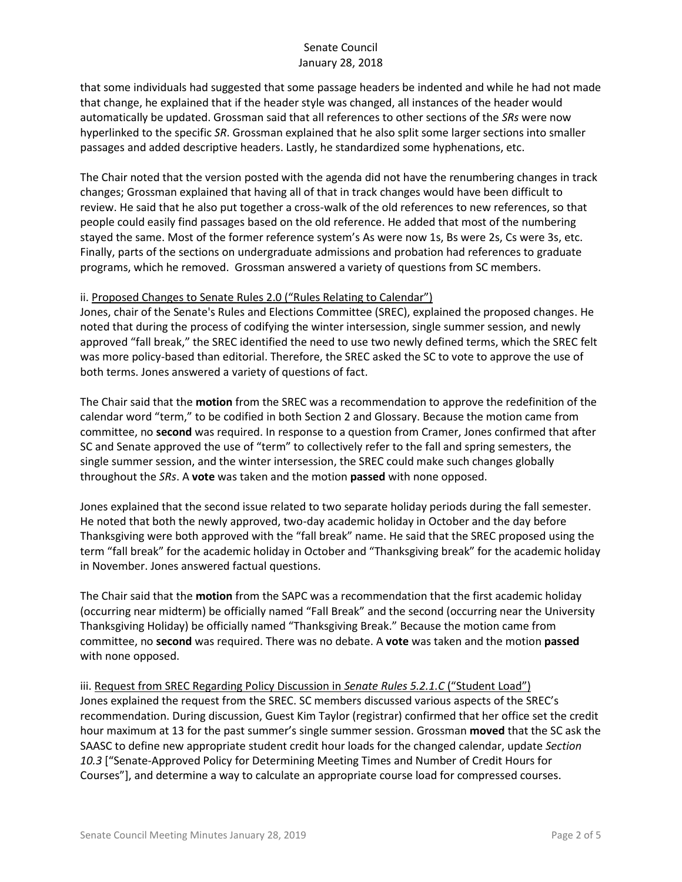that some individuals had suggested that some passage headers be indented and while he had not made that change, he explained that if the header style was changed, all instances of the header would automatically be updated. Grossman said that all references to other sections of the *SRs* were now hyperlinked to the specific *SR*. Grossman explained that he also split some larger sections into smaller passages and added descriptive headers. Lastly, he standardized some hyphenations, etc.

The Chair noted that the version posted with the agenda did not have the renumbering changes in track changes; Grossman explained that having all of that in track changes would have been difficult to review. He said that he also put together a cross-walk of the old references to new references, so that people could easily find passages based on the old reference. He added that most of the numbering stayed the same. Most of the former reference system's As were now 1s, Bs were 2s, Cs were 3s, etc. Finally, parts of the sections on undergraduate admissions and probation had references to graduate programs, which he removed. Grossman answered a variety of questions from SC members.

ii. <u>Proposed Changes to Senate Rules 2.0 ("Rules Relating to Calendar")</u>
Jones, chair of the Senate's Rules and Elections Committee (SREC), explained the proposed changes. He noted that during the process of codifying the winter intersession, single summer session, and newly approved "fall break," the SREC identified the need to use two newly defined terms, which the SREC felt was more policy-based than editorial. Therefore, the SREC asked the SC to vote to approve the use of both terms. Jones answered a variety of questions of fact.

The Chair said that the **motion** from the SREC was a recommendation to approve the redefinition of the calendar word "term," to be codified in both Section 2 and Glossary. Because the motion came from committee, no **second** was required. In response to a question from Cramer, Jones confirmed that after SC and Senate approved the use of "term" to collectively refer to the fall and spring semesters, the single summer session, and the winter intersession, the SREC could make such changes globally throughout the *SRs*. A **vote** was taken and the motion **passed** with none opposed.

Jones explained that the second issue related to two separate holiday periods during the fall semester. He noted that both the newly approved, two-day academic holiday in October and the day before Thanksgiving were both approved with the "fall break" name. He said that the SREC proposed using the term "fall break" for the academic holiday in October and "Thanksgiving break" for the academic holiday in November. Jones answered factual questions.

The Chair said that the **motion** from the SAPC was a recommendation that the first academic holiday (occurring near midterm) be officially named "Fall Break" and the second (occurring near the University Thanksgiving Holiday) be officially named "Thanksgiving Break." Because the motion came from committee, no **second** was required. There was no debate. A **vote** was taken and the motion **passed** with none opposed.

iii. <u>Request from SREC Regarding Policy Discussion in *Senate Rules 5.2.1.C* ("Student Load")</u>
Jones explained the request from the SREC. SC members discussed various aspects of the SREC's recommendation. During discussion, Guest Kim Taylor (registrar) confirmed that her office set the credit hour maximum at 13 for the past summer's single summer session. Grossman **moved** that the SC ask the SAASC to define new appropriate student credit hour loads for the changed calendar, update *Section 10.3* ["Senate-Approved Policy for Determining Meeting Times and Number of Credit Hours for Courses"], and determine a way to calculate an appropriate course load for compressed courses.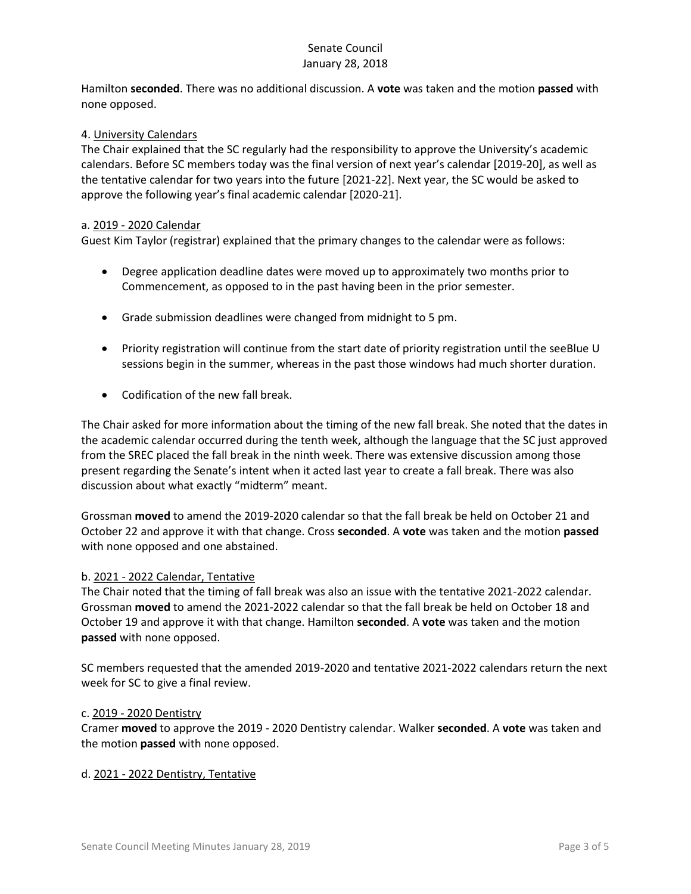Hamilton **seconded**. There was no additional discussion. A **vote** was taken and the motion **passed** with none opposed.

4. University Calendars

The Chair explained that the SC regularly had the responsibility to approve the University's academic calendars. Before SC members today was the final version of next year's calendar [2019-20], as well as the tentative calendar for two years into the future [2021-22]. Next year, the SC would be asked to approve the following year's final academic calendar [2020-21].

a. 2019 - 2020 Calendar

Guest Kim Taylor (registrar) explained that the primary changes to the calendar were as follows:

- Degree application deadline dates were moved up to approximately two months prior to Commencement, as opposed to in the past having been in the prior semester.
- Grade submission deadlines were changed from midnight to 5 pm.
- Priority registration will continue from the start date of priority registration until the seeBlue U sessions begin in the summer, whereas in the past those windows had much shorter duration.
- Codification of the new fall break.

The Chair asked for more information about the timing of the new fall break. She noted that the dates in the academic calendar occurred during the tenth week, although the language that the SC just approved from the SREC placed the fall break in the ninth week. There was extensive discussion among those present regarding the Senate's intent when it acted last year to create a fall break. There was also discussion about what exactly "midterm" meant.

Grossman **moved** to amend the 2019-2020 calendar so that the fall break be held on October 21 and October 22 and approve it with that change. Cross **seconded**. A **vote** was taken and the motion **passed** with none opposed and one abstained.

b. 2021 - 2022 Calendar, Tentative

The Chair noted that the timing of fall break was also an issue with the tentative 2021-2022 calendar. Grossman **moved** to amend the 2021-2022 calendar so that the fall break be held on October 18 and October 19 and approve it with that change. Hamilton **seconded**. A **vote** was taken and the motion **passed** with none opposed.

SC members requested that the amended 2019-2020 and tentative 2021-2022 calendars return the next week for SC to give a final review.

c. 2019 - 2020 Dentistry

Cramer **moved** to approve the 2019 - 2020 Dentistry calendar. Walker **seconded**. A **vote** was taken and the motion **passed** with none opposed.

d. 2021 - 2022 Dentistry, Tentative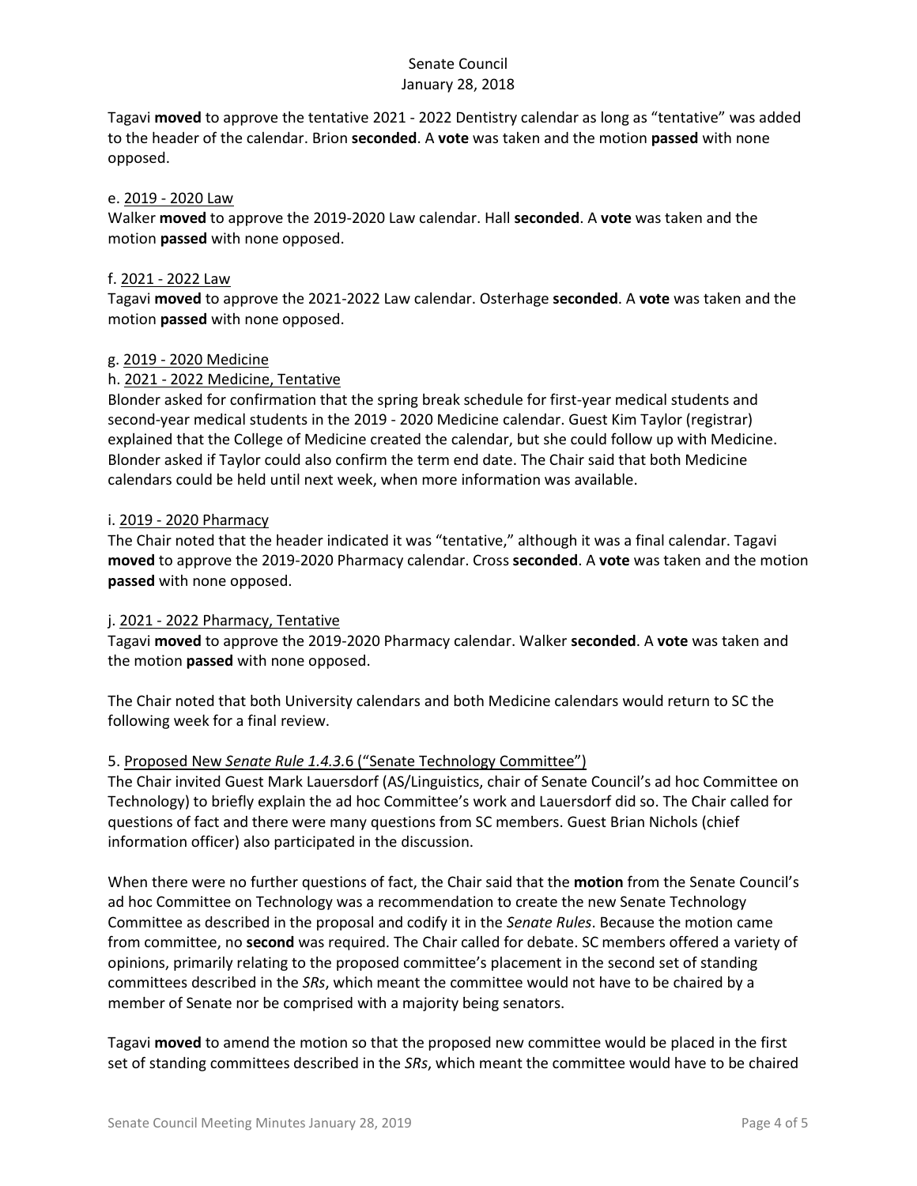Tagavi **moved** to approve the tentative 2021 - 2022 Dentistry calendar as long as "tentative" was added to the header of the calendar. Brion **seconded**. A **vote** was taken and the motion **passed** with none opposed.

e. <u>2019 - 2020 Law</u>
Walker **moved** to approve the 2019-2020 Law calendar. Hall **seconded**. A **vote** was taken and the motion **passed** with none opposed.

f. <u>2021 - 2022 Law</u>
Tagavi **moved** to approve the 2021-2022 Law calendar. Osterhage **seconded**. A **vote** was taken and the motion **passed** with none opposed.

g. <u>2019 - 2020 Medicine</u>
h. <u>2021 - 2022 Medicine, Tentative</u>
Blonder asked for confirmation that the spring break schedule for first-year medical students and second-year medical students in the 2019 - 2020 Medicine calendar. Guest Kim Taylor (registrar) explained that the College of Medicine created the calendar, but she could follow up with Medicine. Blonder asked if Taylor could also confirm the term end date. The Chair said that both Medicine calendars could be held until next week, when more information was available.

i. <u>2019 - 2020 Pharmacy</u>
The Chair noted that the header indicated it was "tentative," although it was a final calendar. Tagavi **moved** to approve the 2019-2020 Pharmacy calendar. Cross **seconded**. A **vote** was taken and the motion **passed** with none opposed.

j. <u>2021 - 2022 Pharmacy, Tentative</u>
Tagavi **moved** to approve the 2019-2020 Pharmacy calendar. Walker **seconded**. A **vote** was taken and the motion **passed** with none opposed.

The Chair noted that both University calendars and both Medicine calendars would return to SC the following week for a final review.

5. <u>Proposed New *Senate Rule 1.4.3*.6 ("Senate Technology Committee")</u>
The Chair invited Guest Mark Lauersdorf (AS/Linguistics, chair of Senate Council's ad hoc Committee on Technology) to briefly explain the ad hoc Committee's work and Lauersdorf did so. The Chair called for questions of fact and there were many questions from SC members. Guest Brian Nichols (chief information officer) also participated in the discussion.

When there were no further questions of fact, the Chair said that the **motion** from the Senate Council's ad hoc Committee on Technology was a recommendation to create the new Senate Technology Committee as described in the proposal and codify it in the *Senate Rules*. Because the motion came from committee, no **second** was required. The Chair called for debate. SC members offered a variety of opinions, primarily relating to the proposed committee's placement in the second set of standing committees described in the *SRs*, which meant the committee would not have to be chaired by a member of Senate nor be comprised with a majority being senators.

Tagavi **moved** to amend the motion so that the proposed new committee would be placed in the first set of standing committees described in the *SRs*, which meant the committee would have to be chaired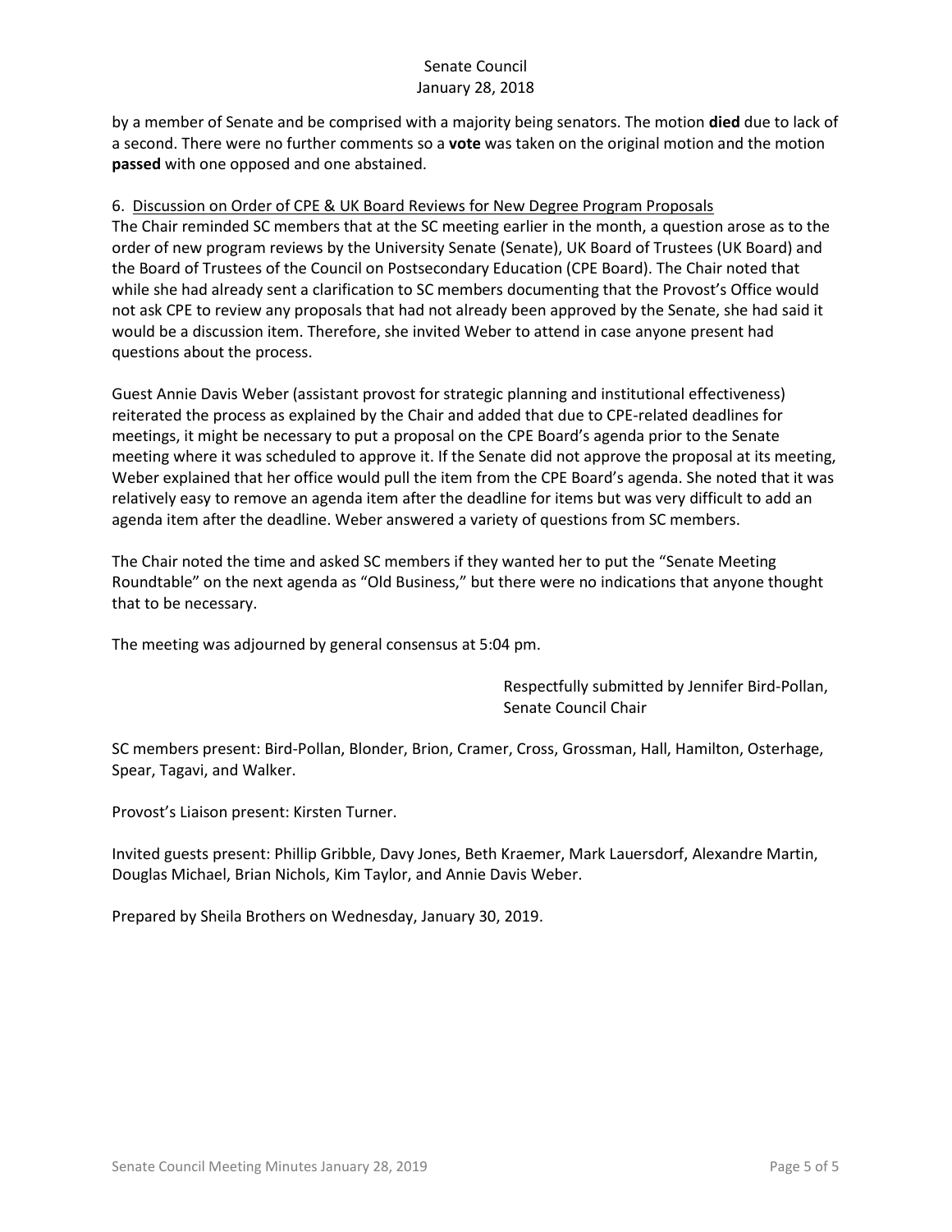by a member of Senate and be comprised with a majority being senators. The motion **died** due to lack of a second. There were no further comments so a **vote** was taken on the original motion and the motion **passed** with one opposed and one abstained.

6. Discussion on Order of CPE & UK Board Reviews for New Degree Program Proposals

The Chair reminded SC members that at the SC meeting earlier in the month, a question arose as to the order of new program reviews by the University Senate (Senate), UK Board of Trustees (UK Board) and the Board of Trustees of the Council on Postsecondary Education (CPE Board). The Chair noted that while she had already sent a clarification to SC members documenting that the Provost's Office would not ask CPE to review any proposals that had not already been approved by the Senate, she had said it would be a discussion item. Therefore, she invited Weber to attend in case anyone present had questions about the process.

Guest Annie Davis Weber (assistant provost for strategic planning and institutional effectiveness) reiterated the process as explained by the Chair and added that due to CPE-related deadlines for meetings, it might be necessary to put a proposal on the CPE Board's agenda prior to the Senate meeting where it was scheduled to approve it. If the Senate did not approve the proposal at its meeting, Weber explained that her office would pull the item from the CPE Board's agenda. She noted that it was relatively easy to remove an agenda item after the deadline for items but was very difficult to add an agenda item after the deadline. Weber answered a variety of questions from SC members.

The Chair noted the time and asked SC members if they wanted her to put the "Senate Meeting Roundtable" on the next agenda as "Old Business," but there were no indications that anyone thought that to be necessary.

The meeting was adjourned by general consensus at 5:04 pm.

Respectfully submitted by Jennifer Bird-Pollan,
Senate Council Chair

SC members present: Bird-Pollan, Blonder, Brion, Cramer, Cross, Grossman, Hall, Hamilton, Osterhage, Spear, Tagavi, and Walker.

Provost's Liaison present: Kirsten Turner.

Invited guests present: Phillip Gribble, Davy Jones, Beth Kraemer, Mark Lauersdorf, Alexandre Martin, Douglas Michael, Brian Nichols, Kim Taylor, and Annie Davis Weber.

Prepared by Sheila Brothers on Wednesday, January 30, 2019.